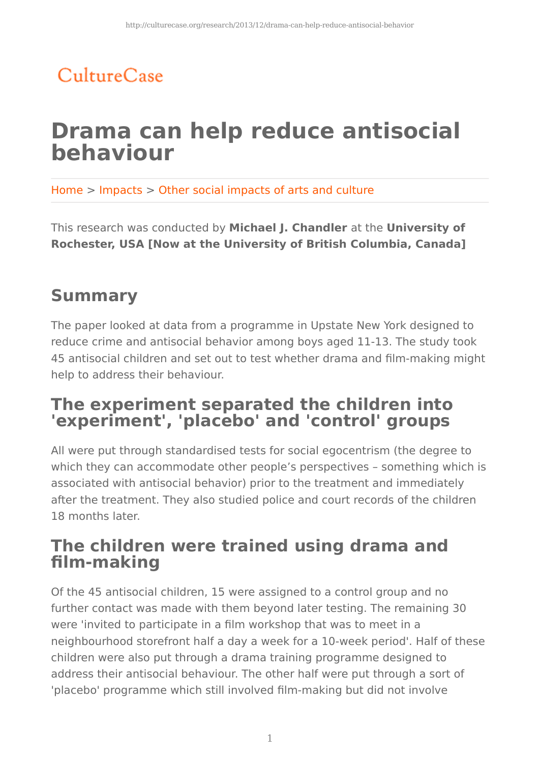CultureCase

# Drama can help reduce antisocial behaviour

Home > Impacts > Other social impacts of arts and culture

This research was conducted by **Michael J. Chandler** at the **University of Rochester, USA [Now at the University of British Columbia, Canada]**

## Summary

The paper looked at data from a programme in Upstate New York designed to reduce crime and antisocial behavior among boys aged 11-13. The study took 45 antisocial children and set out to test whether drama and film-making might help to address their behaviour.

## The experiment separated the children into 'experiment', 'placebo' and 'control' groups

All were put through standardised tests for social egocentrism (the degree to which they can accommodate other people's perspectives – something which is associated with antisocial behavior) prior to the treatment and immediately after the treatment. They also studied police and court records of the children 18 months later.

## The children were trained using drama and film-making

Of the 45 antisocial children, 15 were assigned to a control group and no further contact was made with them beyond later testing. The remaining 30 were 'invited to participate in a film workshop that was to meet in a neighbourhood storefront half a day a week for a 10-week period'. Half of these children were also put through a drama training programme designed to address their antisocial behaviour. The other half were put through a sort of 'placebo' programme which still involved film-making but did not involve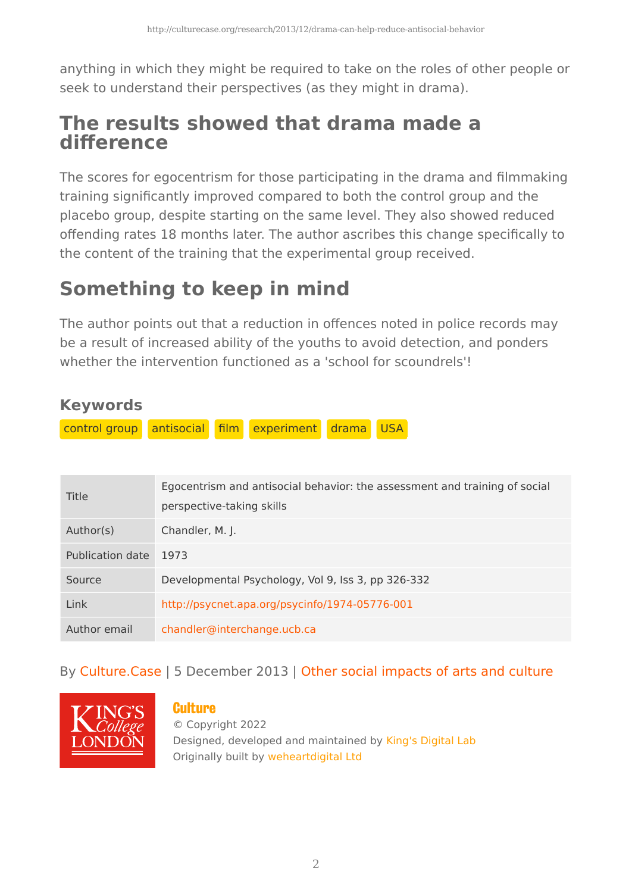anything in which they might be required to take on the roles of other people or seek to understand their perspectives (as they might in drama).

## The results showed that drama made a difference

The scores for egocentrism for those participating in the drama and filmmaking training significantly improved compared to both the control group and the placebo group, despite starting on the same level. They also showed reduced offending rates 18 months later. The author ascribes this change specifically to the content of the training that the experimental group received.

## Something to keep in mind

The author points out that a reduction in offences noted in police records may be a result of increased ability of the youths to avoid detection, and ponders whether the intervention functioned as a 'school for scoundrels'!

### Keywords

control group | antisocial | film | experiment | drama | USA

| | |
|---|---|
| Title | Egocentrism and antisocial behavior: the assessment and training of social perspective-taking skills |
| Author(s) | Chandler, M. J. |
| Publication date | 1973 |
| Source | Developmental Psychology, Vol 9, Iss 3, pp 326-332 |
| Link | http://psycnet.apa.org/psycinfo/1974-05776-001 |
| Author email | chandler@interchange.ucb.ca |

By Culture.Case | 5 December 2013 | Other social impacts of arts and culture

KING'S College LONDON

Culture
© Copyright 2022
Designed, developed and maintained by King's Digital Lab
Originally built by weheartdigital Ltd